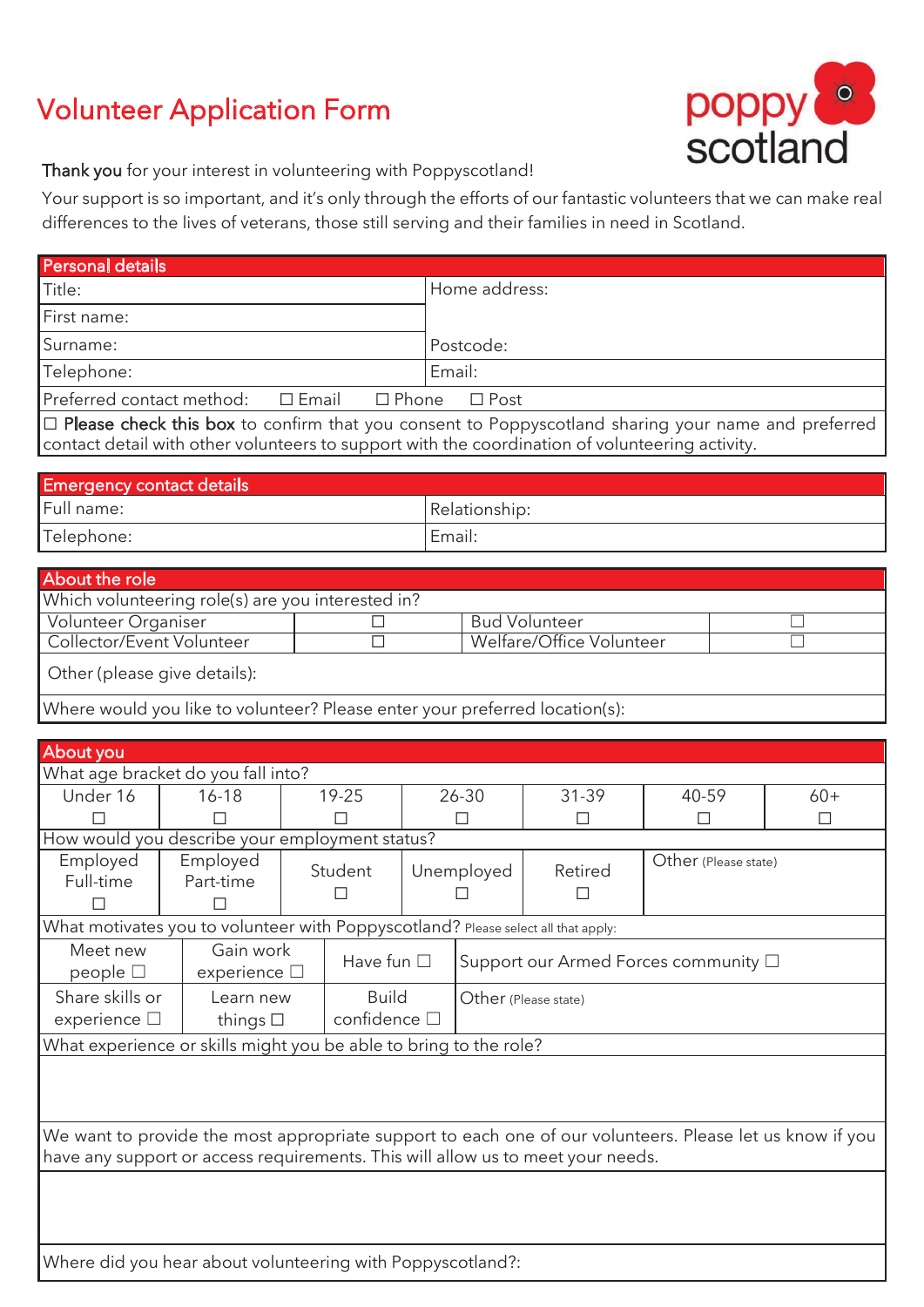# Volunteer Application Form

poppy scotland

**Thank you** for your interest in volunteering with Poppyscotland!

Your support is so important, and it's only through the efforts of our fantastic volunteers that we can make real differences to the lives of veterans, those still serving and their families in need in Scotland.

| Personal details | |
|---|---|
| Title: | Home address: |
| First name: | |
| Surname: | Postcode: |
| Telephone: | Email: |
| Preferred contact method: ☐ Email ☐ Phone ☐ Post | |
| ☐ **Please check this box** to confirm that you consent to Poppyscotland sharing your name and preferred contact detail with other volunteers to support with the coordination of volunteering activity. | |

| Emergency contact details | |
|---|---|
| Full name: | Relationship: |
| Telephone: | Email: |

| About the role | | | |
|---|---|---|---|
| Which volunteering role(s) are you interested in? | | | |
| Volunteer Organiser | ☐ | Bud Volunteer | ☐ |
| Collector/Event Volunteer | ☐ | Welfare/Office Volunteer | ☐ |
| Other (please give details): | | | |
| Where would you like to volunteer? Please enter your preferred location(s): | | | |

| About you | | | | | | |
|---|---|---|---|---|---|---|
| What age bracket do you fall into? | | | | | | |
| Under 16 ☐ | 16-18 ☐ | 19-25 ☐ | 26-30 ☐ | 31-39 ☐ | 40-59 ☐ | 60+ ☐ |
| How would you describe your employment status? | | | | | | |
| Employed Full-time ☐ | Employed Part-time ☐ | Student ☐ | Unemployed ☐ | Retired ☐ | Other (Please state) | |
| What motivates you to volunteer with Poppyscotland? Please select all that apply: | | | | | | |
| Meet new people ☐ | Gain work experience ☐ | Have fun ☐ | Support our Armed Forces community ☐ | | | |
| Share skills or experience ☐ | Learn new things ☐ | Build confidence ☐ | Other (Please state) | | | |
| What experience or skills might you be able to bring to the role? | | | | | | |
| | | | | | | |
| We want to provide the most appropriate support to each one of our volunteers. Please let us know if you have any support or access requirements. This will allow us to meet your needs. | | | | | | |
| | | | | | | |
| Where did you hear about volunteering with Poppyscotland?: | | | | | | |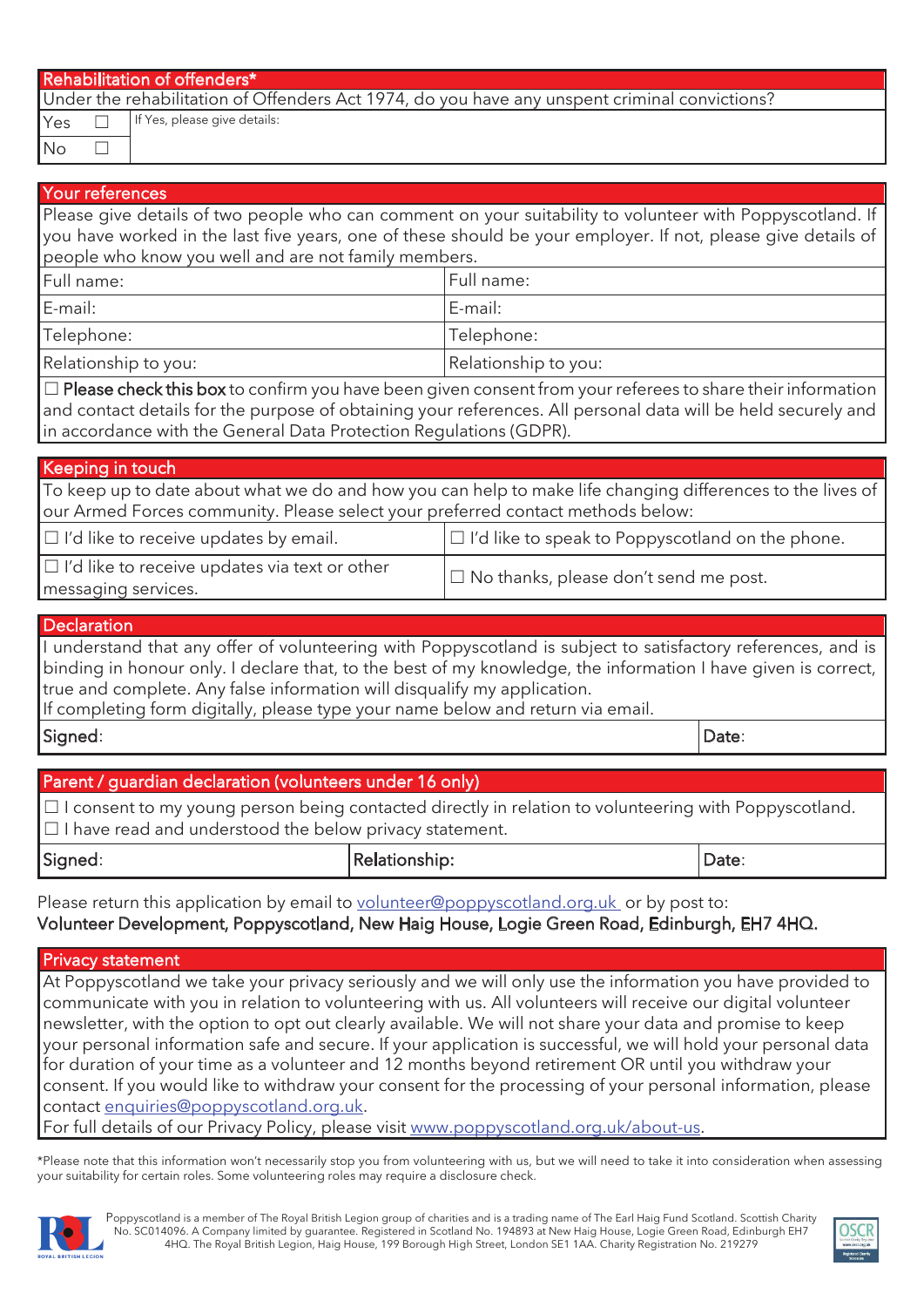## Rehabilitation of offenders*

Under the rehabilitation of Offenders Act 1974, do you have any unspent criminal convictions?

| | | |
|---|---|---|
| Yes | ☐ | If Yes, please give details: |
| No | ☐ | |

## Your references

Please give details of two people who can comment on your suitability to volunteer with Poppyscotland. If you have worked in the last five years, one of these should be your employer. If not, please give details of people who know you well and are not family members.

| | |
|---|---|
| Full name: | Full name: |
| E-mail: | E-mail: |
| Telephone: | Telephone: |
| Relationship to you: | Relationship to you: |

☐ **Please check this box** to confirm you have been given consent from your referees to share their information and contact details for the purpose of obtaining your references. All personal data will be held securely and in accordance with the General Data Protection Regulations (GDPR).

## Keeping in touch

To keep up to date about what we do and how you can help to make life changing differences to the lives of our Armed Forces community. Please select your preferred contact methods below:

| | |
|---|---|
| ☐ I'd like to receive updates by email. | ☐ I'd like to speak to Poppyscotland on the phone. |
| ☐ I'd like to receive updates via text or other messaging services. | ☐ No thanks, please don't send me post. |

## Declaration

I understand that any offer of volunteering with Poppyscotland is subject to satisfactory references, and is binding in honour only. I declare that, to the best of my knowledge, the information I have given is correct, true and complete. Any false information will disqualify my application.
If completing form digitally, please type your name below and return via email.

| | |
|---|---|
| Signed: | Date: |

## Parent / guardian declaration (volunteers under 16 only)

☐ I consent to my young person being contacted directly in relation to volunteering with Poppyscotland.
☐ I have read and understood the below privacy statement.

| | | |
|---|---|---|
| Signed: | Relationship: | Date: |

Please return this application by email to volunteer@poppyscotland.org.uk or by post to:
**Volunteer Development, Poppyscotland, New Haig House, Logie Green Road, Edinburgh, EH7 4HQ.**

## Privacy statement

At Poppyscotland we take your privacy seriously and we will only use the information you have provided to communicate with you in relation to volunteering with us. All volunteers will receive our digital volunteer newsletter, with the option to opt out clearly available. We will not share your data and promise to keep your personal information safe and secure. If your application is successful, we will hold your personal data for duration of your time as a volunteer and 12 months beyond retirement OR until you withdraw your consent. If you would like to withdraw your consent for the processing of your personal information, please contact enquiries@poppyscotland.org.uk.
For full details of our Privacy Policy, please visit www.poppyscotland.org.uk/about-us.

*Please note that this information won't necessarily stop you from volunteering with us, but we will need to take it into consideration when assessing your suitability for certain roles. Some volunteering roles may require a disclosure check.

Poppyscotland is a member of The Royal British Legion group of charities and is a trading name of The Earl Haig Fund Scotland. Scottish Charity No. SC014096. A Company limited by guarantee. Registered in Scotland No. 194893 at New Haig House, Logie Green Road, Edinburgh EH7 4HQ. The Royal British Legion, Haig House, 199 Borough High Street, London SE1 1AA. Charity Registration No. 219279